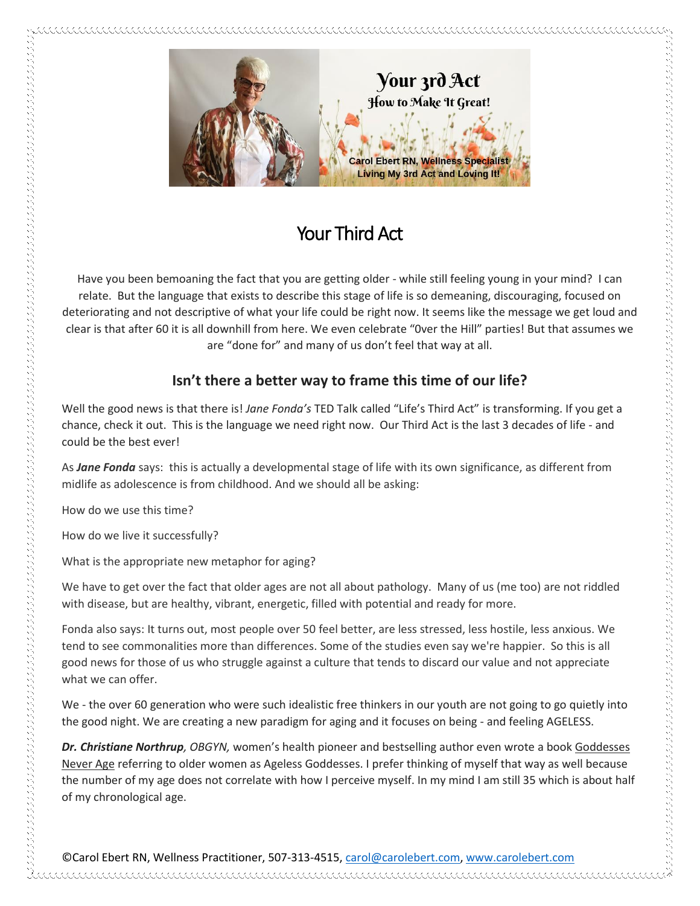Your 3rd Act

How to Make It Great!

Carol Ebert RN, Wellness Specialist
Living My 3rd Act and Loving It!

# Your Third Act

Have you been bemoaning the fact that you are getting older - while still feeling young in your mind? I can relate. But the language that exists to describe this stage of life is so demeaning, discouraging, focused on deteriorating and not descriptive of what your life could be right now. It seems like the message we get loud and clear is that after 60 it is all downhill from here. We even celebrate "0ver the Hill" parties! But that assumes we are "done for" and many of us don't feel that way at all.

## Isn't there a better way to frame this time of our life?

Well the good news is that there is! *Jane Fonda's* TED Talk called "Life's Third Act" is transforming. If you get a chance, check it out. This is the language we need right now. Our Third Act is the last 3 decades of life - and could be the best ever!

As ***Jane Fonda*** says: this is actually a developmental stage of life with its own significance, as different from midlife as adolescence is from childhood. And we should all be asking:

How do we use this time?

How do we live it successfully?

What is the appropriate new metaphor for aging?

We have to get over the fact that older ages are not all about pathology. Many of us (me too) are not riddled with disease, but are healthy, vibrant, energetic, filled with potential and ready for more.

Fonda also says: It turns out, most people over 50 feel better, are less stressed, less hostile, less anxious. We tend to see commonalities more than differences. Some of the studies even say we're happier. So this is all good news for those of us who struggle against a culture that tends to discard our value and not appreciate what we can offer.

We - the over 60 generation who were such idealistic free thinkers in our youth are not going to go quietly into the good night. We are creating a new paradigm for aging and it focuses on being - and feeling AGELESS.

***Dr. Christiane Northrup****, OBGYN,* women's health pioneer and bestselling author even wrote a book Goddesses Never Age referring to older women as Ageless Goddesses. I prefer thinking of myself that way as well because the number of my age does not correlate with how I perceive myself. In my mind I am still 35 which is about half of my chronological age.

©Carol Ebert RN, Wellness Practitioner, 507-313-4515, carol@carolebert.com, www.carolebert.com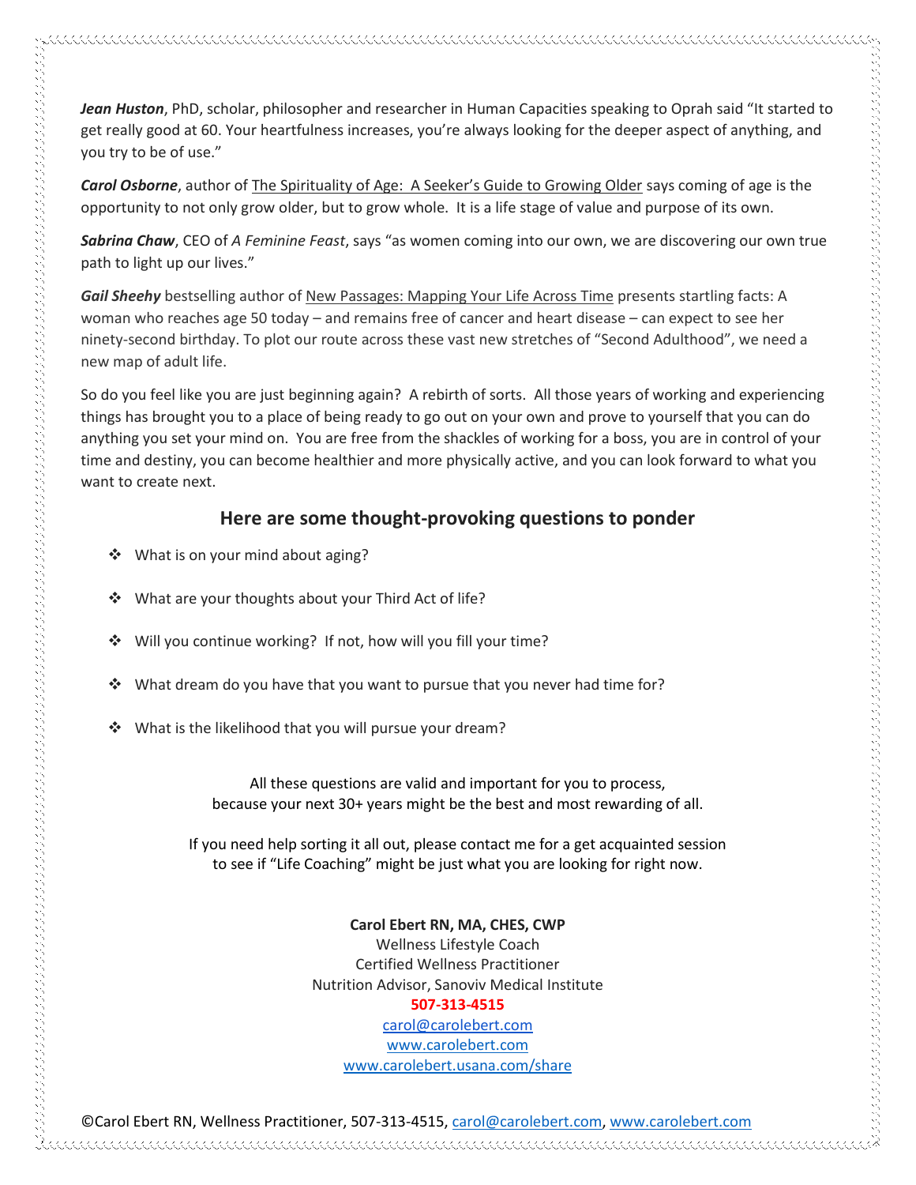***Jean Huston***, PhD, scholar, philosopher and researcher in Human Capacities speaking to Oprah said "It started to get really good at 60. Your heartfulness increases, you're always looking for the deeper aspect of anything, and you try to be of use."

***Carol Osborne***, author of The Spirituality of Age: A Seeker's Guide to Growing Older says coming of age is the opportunity to not only grow older, but to grow whole. It is a life stage of value and purpose of its own.

***Sabrina Chaw***, CEO of *A Feminine Feast*, says "as women coming into our own, we are discovering our own true path to light up our lives."

***Gail Sheehy*** bestselling author of New Passages: Mapping Your Life Across Time presents startling facts: A woman who reaches age 50 today – and remains free of cancer and heart disease – can expect to see her ninety-second birthday. To plot our route across these vast new stretches of "Second Adulthood", we need a new map of adult life.

So do you feel like you are just beginning again? A rebirth of sorts. All those years of working and experiencing things has brought you to a place of being ready to go out on your own and prove to yourself that you can do anything you set your mind on. You are free from the shackles of working for a boss, you are in control of your time and destiny, you can become healthier and more physically active, and you can look forward to what you want to create next.

## Here are some thought-provoking questions to ponder

- What is on your mind about aging?
- What are your thoughts about your Third Act of life?
- Will you continue working? If not, how will you fill your time?
- What dream do you have that you want to pursue that you never had time for?
- What is the likelihood that you will pursue your dream?

All these questions are valid and important for you to process,
because your next 30+ years might be the best and most rewarding of all.

If you need help sorting it all out, please contact me for a get acquainted session
to see if "Life Coaching" might be just what you are looking for right now.

**Carol Ebert RN, MA, CHES, CWP**
Wellness Lifestyle Coach
Certified Wellness Practitioner
Nutrition Advisor, Sanoviv Medical Institute
**507-313-4515**
carol@carolebert.com
www.carolebert.com
www.carolebert.usana.com/share

©Carol Ebert RN, Wellness Practitioner, 507-313-4515, carol@carolebert.com, www.carolebert.com